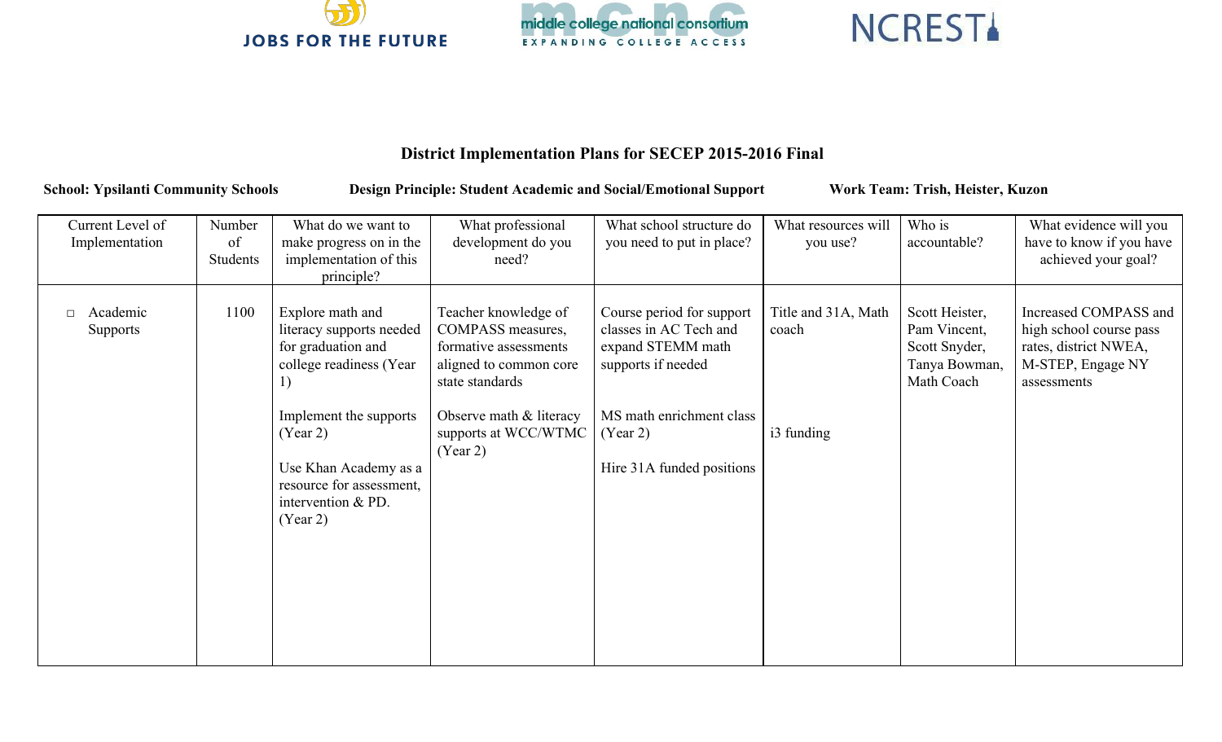## District Implementation Plans for SECEP 2015-2016 Final

**School: Ypsilanti Community Schools** **Design Principle: Student Academic and Social/Emotional Support** **Work Team: Trish, Heister, Kuzon**

| Current Level of Implementation | Number of Students | What do we want to make progress on in the implementation of this principle? | What professional development do you need? | What school structure do you need to put in place? | What resources will you use? | Who is accountable? | What evidence will you have to know if you have achieved your goal? |
|---|---|---|---|---|---|---|---|
| □ Academic Supports | 1100 | Explore math and literacy supports needed for graduation and college readiness (Year 1)<br><br>Implement the supports (Year 2)<br><br>Use Khan Academy as a resource for assessment, intervention & PD. (Year 2) | Teacher knowledge of COMPASS measures, formative assessments aligned to common core state standards<br><br>Observe math & literacy supports at WCC/WTMC (Year 2) | Course period for support classes in AC Tech and expand STEMM math supports if needed<br><br>MS math enrichment class (Year 2)<br><br>Hire 31A funded positions | Title and 31A, Math coach<br><br>i3 funding | Scott Heister, Pam Vincent, Scott Snyder, Tanya Bowman, Math Coach | Increased COMPASS and high school course pass rates, district NWEA, M-STEP, Engage NY assessments |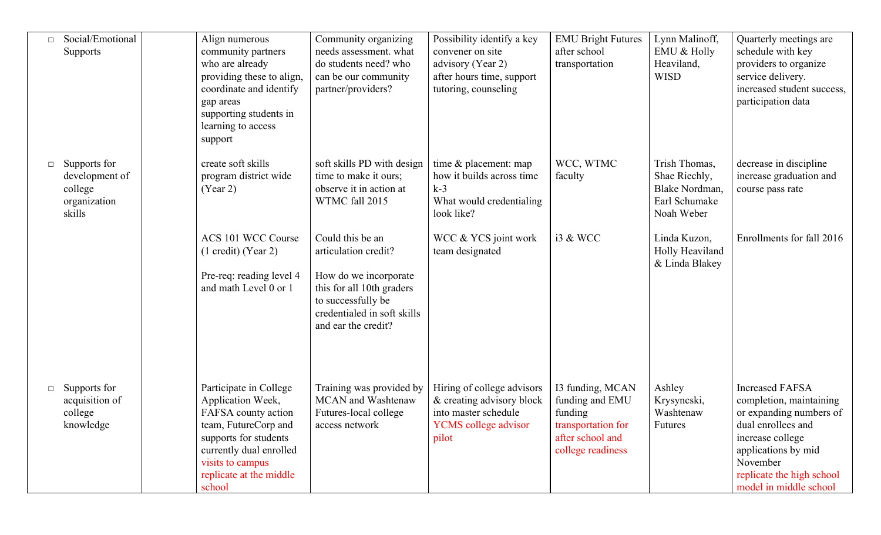| | | | | | | | |
|---|---|---|---|---|---|---|---|
| ▫ Social/Emotional Supports | | Align numerous community partners who are already providing these to align, coordinate and identify gap areas supporting students in learning to access support | Community organizing needs assessment. what do students need? who can be our community partner/providers? | Possibility identify a key convener on site advisory (Year 2) after hours time, support tutoring, counseling | EMU Bright Futures after school transportation | Lynn Malinoff, EMU & Holly Heaviland, WISD | Quarterly meetings are schedule with key providers to organize service delivery. increased student success, participation data |
| ▫ Supports for development of college organization skills | | create soft skills program district wide (Year 2) | soft skills PD with design time to make it ours; observe it in action at WTMC fall 2015 | time & placement: map how it builds across time k-3 What would credentialing look like? | WCC, WTMC faculty | Trish Thomas, Shae Riechly, Blake Nordman, Earl Schumake Noah Weber | decrease in discipline increase graduation and course pass rate |
| | | ACS 101 WCC Course (1 credit) (Year 2)<br><br>Pre-req: reading level 4 and math Level 0 or 1 | Could this be an articulation credit?<br><br>How do we incorporate this for all 10th graders to successfully be credentialed in soft skills and ear the credit? | WCC & YCS joint work team designated | i3 & WCC | Linda Kuzon, Holly Heaviland & Linda Blakey | Enrollments for fall 2016 |
| ▫ Supports for acquisition of college knowledge | | Participate in College Application Week, FAFSA county action team, FutureCorp and supports for students currently dual enrolled visits to campus replicate at the middle school | Training was provided by MCAN and Washtenaw Futures-local college access network | Hiring of college advisors & creating advisory block into master schedule YCMS college advisor pilot | I3 funding, MCAN funding and EMU funding transportation for after school and college readiness | Ashley Krysyncski, Washtenaw Futures | Increased FAFSA completion, maintaining or expanding numbers of dual enrollees and increase college applications by mid November replicate the high school model in middle school |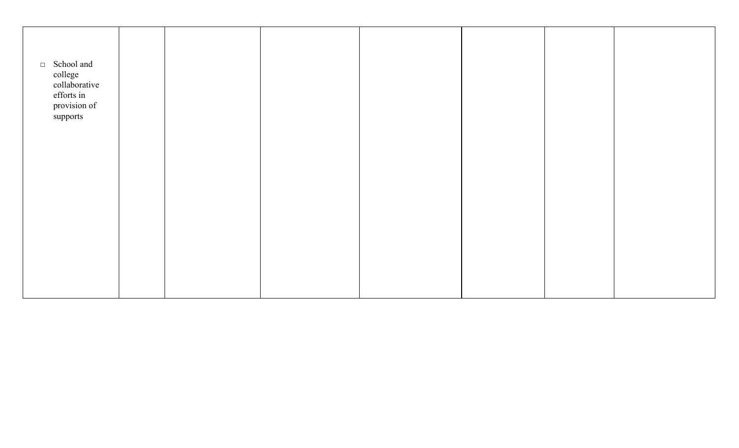| | | | | | | | |
|---|---|---|---|---|---|---|---|
| - School and college collaborative efforts in provision of supports | | | | | | | |